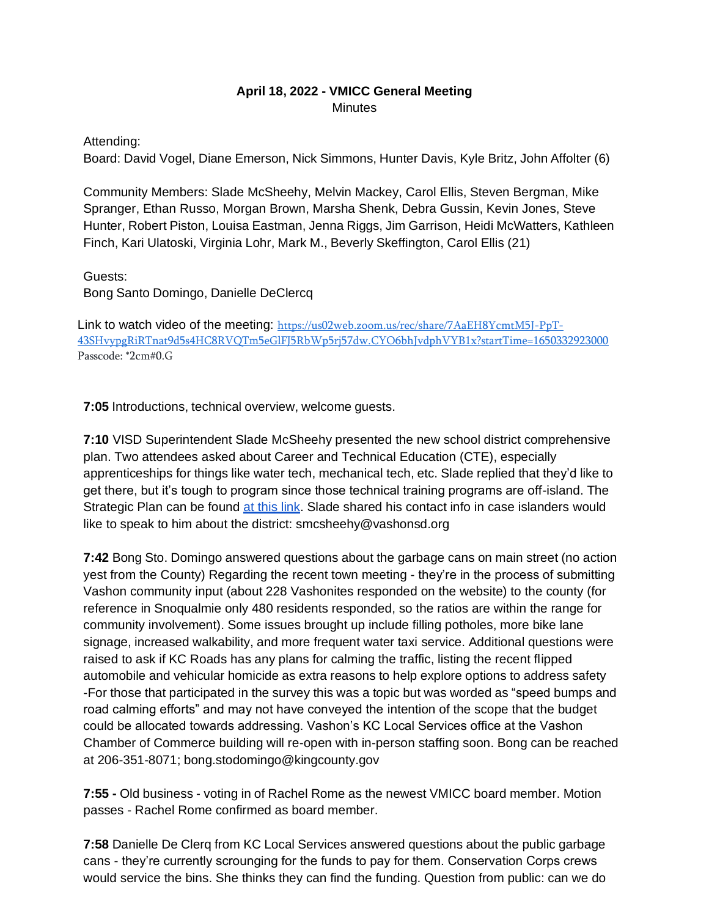**April 18, 2022 - VMICC General Meeting**
Minutes

Attending:
Board: David Vogel, Diane Emerson, Nick Simmons, Hunter Davis, Kyle Britz, John Affolter (6)

Community Members: Slade McSheehy, Melvin Mackey, Carol Ellis, Steven Bergman, Mike Spranger, Ethan Russo, Morgan Brown, Marsha Shenk, Debra Gussin, Kevin Jones, Steve Hunter, Robert Piston, Louisa Eastman, Jenna Riggs, Jim Garrison, Heidi McWatters, Kathleen Finch, Kari Ulatoski, Virginia Lohr, Mark M., Beverly Skeffington, Carol Ellis (21)

Guests:
Bong Santo Domingo, Danielle DeClercq

Link to watch video of the meeting: https://us02web.zoom.us/rec/share/7AaEH8YcmtM5J-PpT-43SHvypgRiRTnat9d5s4HC8RVQTm5eGlFJ5RbWp5rj57dw.CYO6bhJvdphVYB1x?startTime=1650332923000
Passcode: *2cm#0.G

**7:05** Introductions, technical overview, welcome guests.

**7:10** VISD Superintendent Slade McSheehy presented the new school district comprehensive plan. Two attendees asked about Career and Technical Education (CTE), especially apprenticeships for things like water tech, mechanical tech, etc. Slade replied that they'd like to get there, but it's tough to program since those technical training programs are off-island. The Strategic Plan can be found at this link. Slade shared his contact info in case islanders would like to speak to him about the district: smcsheehy@vashonsd.org

**7:42** Bong Sto. Domingo answered questions about the garbage cans on main street (no action yest from the County) Regarding the recent town meeting - they're in the process of submitting Vashon community input (about 228 Vashonites responded on the website) to the county (for reference in Snoqualmie only 480 residents responded, so the ratios are within the range for community involvement). Some issues brought up include filling potholes, more bike lane signage, increased walkability, and more frequent water taxi service. Additional questions were raised to ask if KC Roads has any plans for calming the traffic, listing the recent flipped automobile and vehicular homicide as extra reasons to help explore options to address safety -For those that participated in the survey this was a topic but was worded as "speed bumps and road calming efforts" and may not have conveyed the intention of the scope that the budget could be allocated towards addressing. Vashon's KC Local Services office at the Vashon Chamber of Commerce building will re-open with in-person staffing soon. Bong can be reached at 206-351-8071; bong.stodomingo@kingcounty.gov

**7:55 -** Old business - voting in of Rachel Rome as the newest VMICC board member. Motion passes - Rachel Rome confirmed as board member.

**7:58** Danielle De Clerq from KC Local Services answered questions about the public garbage cans - they're currently scrounging for the funds to pay for them. Conservation Corps crews would service the bins. She thinks they can find the funding. Question from public: can we do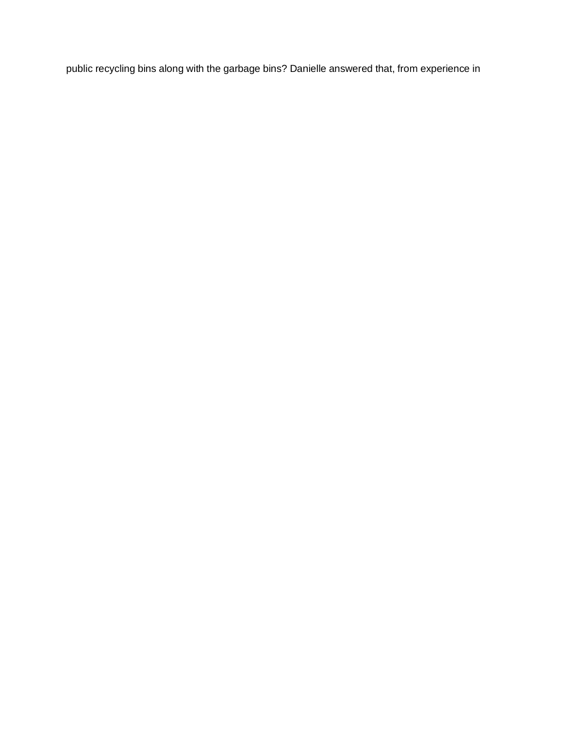public recycling bins along with the garbage bins? Danielle answered that, from experience in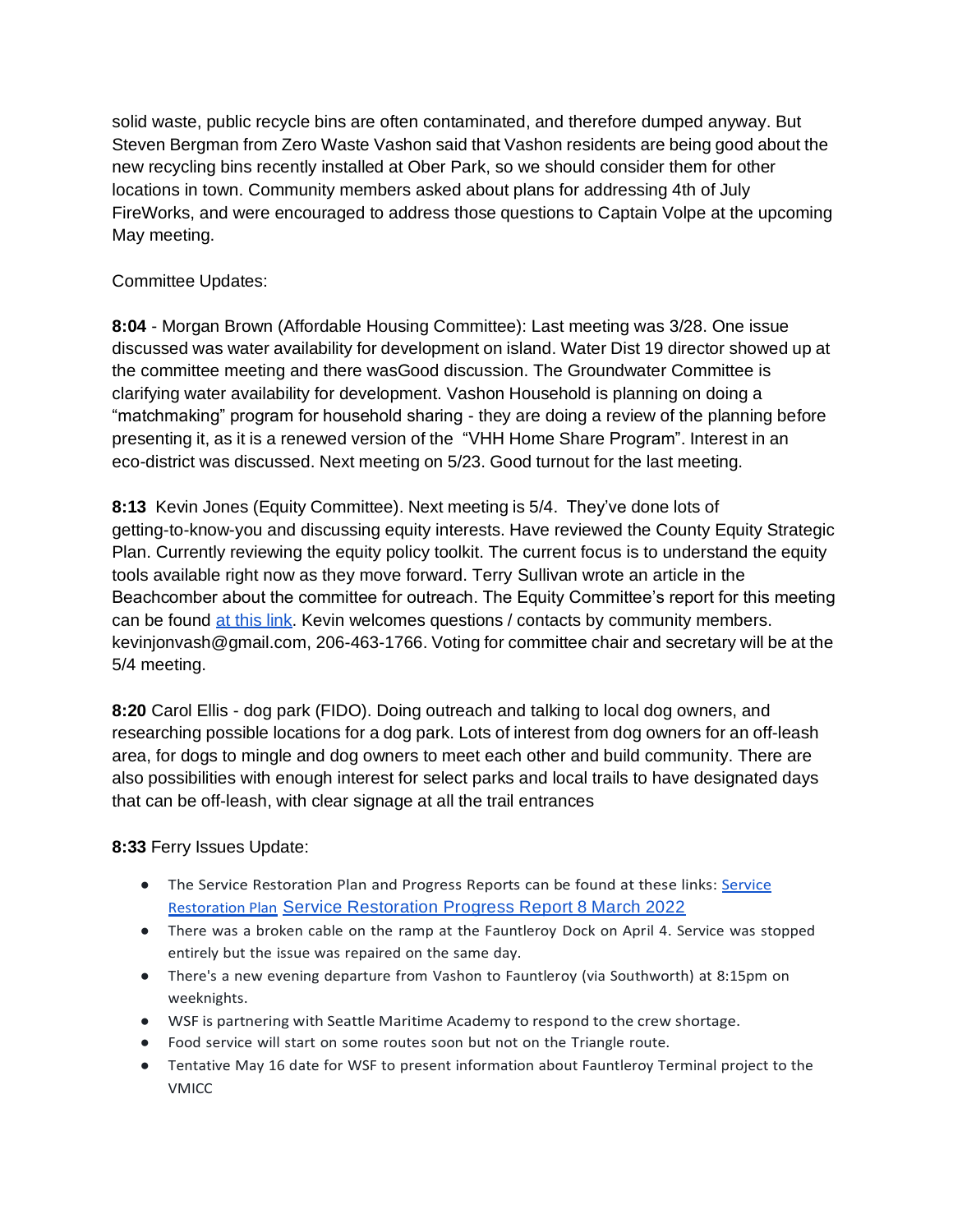solid waste, public recycle bins are often contaminated, and therefore dumped anyway. But Steven Bergman from Zero Waste Vashon said that Vashon residents are being good about the new recycling bins recently installed at Ober Park, so we should consider them for other locations in town. Community members asked about plans for addressing 4th of July FireWorks, and were encouraged to address those questions to Captain Volpe at the upcoming May meeting.

Committee Updates:

**8:04** - Morgan Brown (Affordable Housing Committee): Last meeting was 3/28. One issue discussed was water availability for development on island. Water Dist 19 director showed up at the committee meeting and there wasGood discussion. The Groundwater Committee is clarifying water availability for development. Vashon Household is planning on doing a "matchmaking" program for household sharing - they are doing a review of the planning before presenting it, as it is a renewed version of the "VHH Home Share Program". Interest in an eco-district was discussed. Next meeting on 5/23. Good turnout for the last meeting.

**8:13** Kevin Jones (Equity Committee). Next meeting is 5/4. They've done lots of getting-to-know-you and discussing equity interests. Have reviewed the County Equity Strategic Plan. Currently reviewing the equity policy toolkit. The current focus is to understand the equity tools available right now as they move forward. Terry Sullivan wrote an article in the Beachcomber about the committee for outreach. The Equity Committee's report for this meeting can be found [at this link](). Kevin welcomes questions / contacts by community members. kevinjonvash@gmail.com, 206-463-1766. Voting for committee chair and secretary will be at the 5/4 meeting.

**8:20** Carol Ellis - dog park (FIDO). Doing outreach and talking to local dog owners, and researching possible locations for a dog park. Lots of interest from dog owners for an off-leash area, for dogs to mingle and dog owners to meet each other and build community. There are also possibilities with enough interest for select parks and local trails to have designated days that can be off-leash, with clear signage at all the trail entrances

**8:33** Ferry Issues Update:

- The Service Restoration Plan and Progress Reports can be found at these links: [Service Restoration Plan]() [Service Restoration Progress Report 8 March 2022]()
- There was a broken cable on the ramp at the Fauntleroy Dock on April 4. Service was stopped entirely but the issue was repaired on the same day.
- There's a new evening departure from Vashon to Fauntleroy (via Southworth) at 8:15pm on weeknights.
- WSF is partnering with Seattle Maritime Academy to respond to the crew shortage.
- Food service will start on some routes soon but not on the Triangle route.
- Tentative May 16 date for WSF to present information about Fauntleroy Terminal project to the VMICC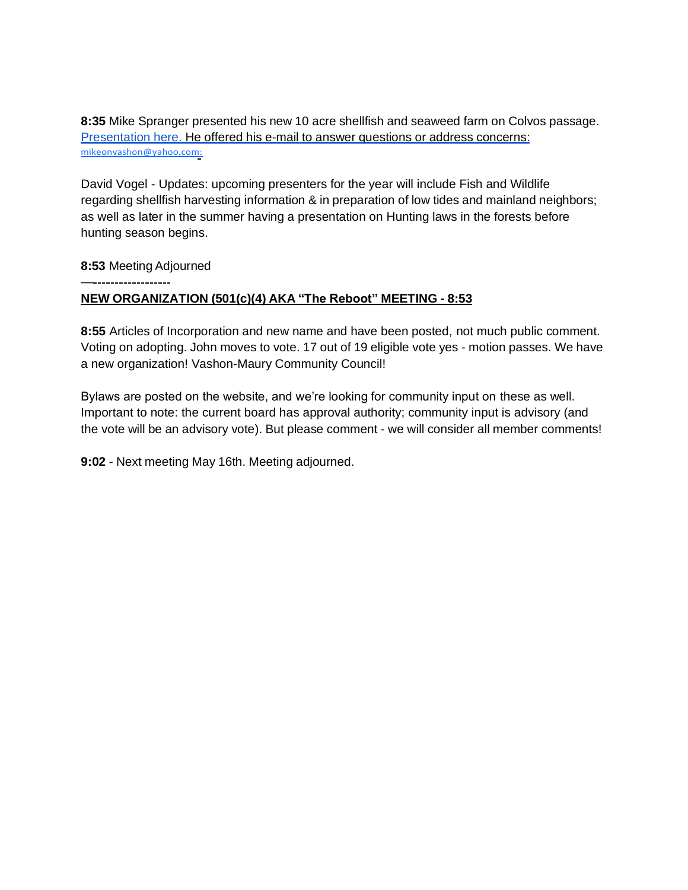**8:35** Mike Spranger presented his new 10 acre shellfish and seaweed farm on Colvos passage. Presentation here. He offered his e-mail to answer questions or address concerns: mikeonvashon@yahoo.com:

David Vogel - Updates: upcoming presenters for the year will include Fish and Wildlife regarding shellfish harvesting information & in preparation of low tides and mainland neighbors; as well as later in the summer having a presentation on Hunting laws in the forests before hunting season begins.

**8:53** Meeting Adjourned

—------------------

**NEW ORGANIZATION (501(c)(4) AKA "The Reboot" MEETING - 8:53**

**8:55** Articles of Incorporation and new name and have been posted, not much public comment. Voting on adopting. John moves to vote. 17 out of 19 eligible vote yes - motion passes. We have a new organization! Vashon-Maury Community Council!

Bylaws are posted on the website, and we're looking for community input on these as well. Important to note: the current board has approval authority; community input is advisory (and the vote will be an advisory vote). But please comment - we will consider all member comments!

**9:02** - Next meeting May 16th. Meeting adjourned.